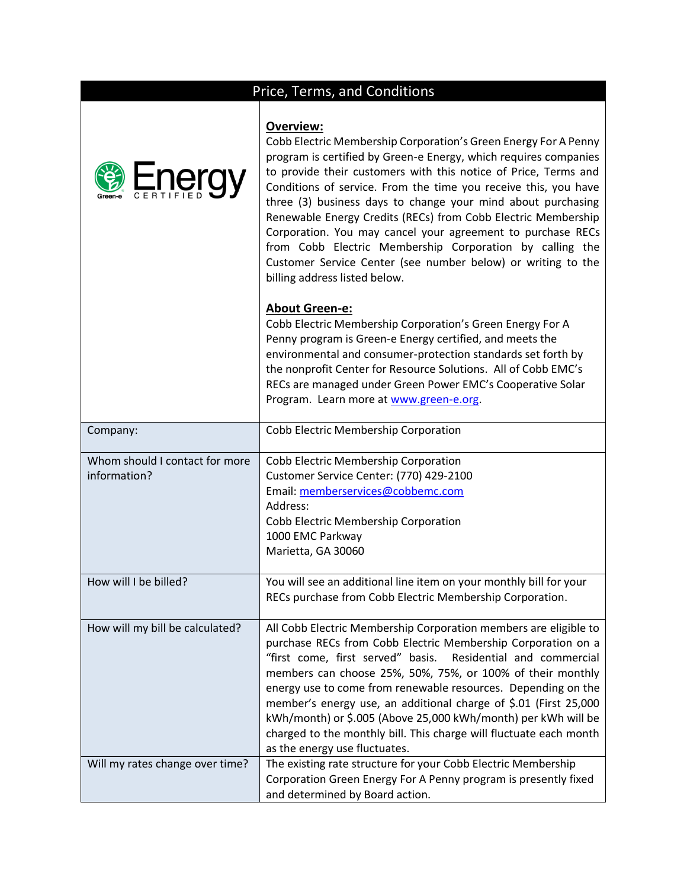| Price, Terms, and Conditions | |
|---|---|
| Green-e Energy CERTIFIED | **Overview:**<br>Cobb Electric Membership Corporation's Green Energy For A Penny program is certified by Green-e Energy, which requires companies to provide their customers with this notice of Price, Terms and Conditions of service. From the time you receive this, you have three (3) business days to change your mind about purchasing Renewable Energy Credits (RECs) from Cobb Electric Membership Corporation. You may cancel your agreement to purchase RECs from Cobb Electric Membership Corporation by calling the Customer Service Center (see number below) or writing to the billing address listed below.<br><br>**About Green-e:**<br>Cobb Electric Membership Corporation's Green Energy For A Penny program is Green-e Energy certified, and meets the environmental and consumer-protection standards set forth by the nonprofit Center for Resource Solutions. All of Cobb EMC's RECs are managed under Green Power EMC's Cooperative Solar Program. Learn more at www.green-e.org. |
| Company: | Cobb Electric Membership Corporation |
| Whom should I contact for more information? | Cobb Electric Membership Corporation<br>Customer Service Center: (770) 429-2100<br>Email: memberservices@cobbemc.com<br>Address:<br>Cobb Electric Membership Corporation<br>1000 EMC Parkway<br>Marietta, GA 30060 |
| How will I be billed? | You will see an additional line item on your monthly bill for your RECs purchase from Cobb Electric Membership Corporation. |
| How will my bill be calculated? | All Cobb Electric Membership Corporation members are eligible to purchase RECs from Cobb Electric Membership Corporation on a "first come, first served" basis. Residential and commercial members can choose 25%, 50%, 75%, or 100% of their monthly energy use to come from renewable resources. Depending on the member's energy use, an additional charge of $.01 (First 25,000 kWh/month) or $.005 (Above 25,000 kWh/month) per kWh will be charged to the monthly bill. This charge will fluctuate each month as the energy use fluctuates. |
| Will my rates change over time? | The existing rate structure for your Cobb Electric Membership Corporation Green Energy For A Penny program is presently fixed and determined by Board action. |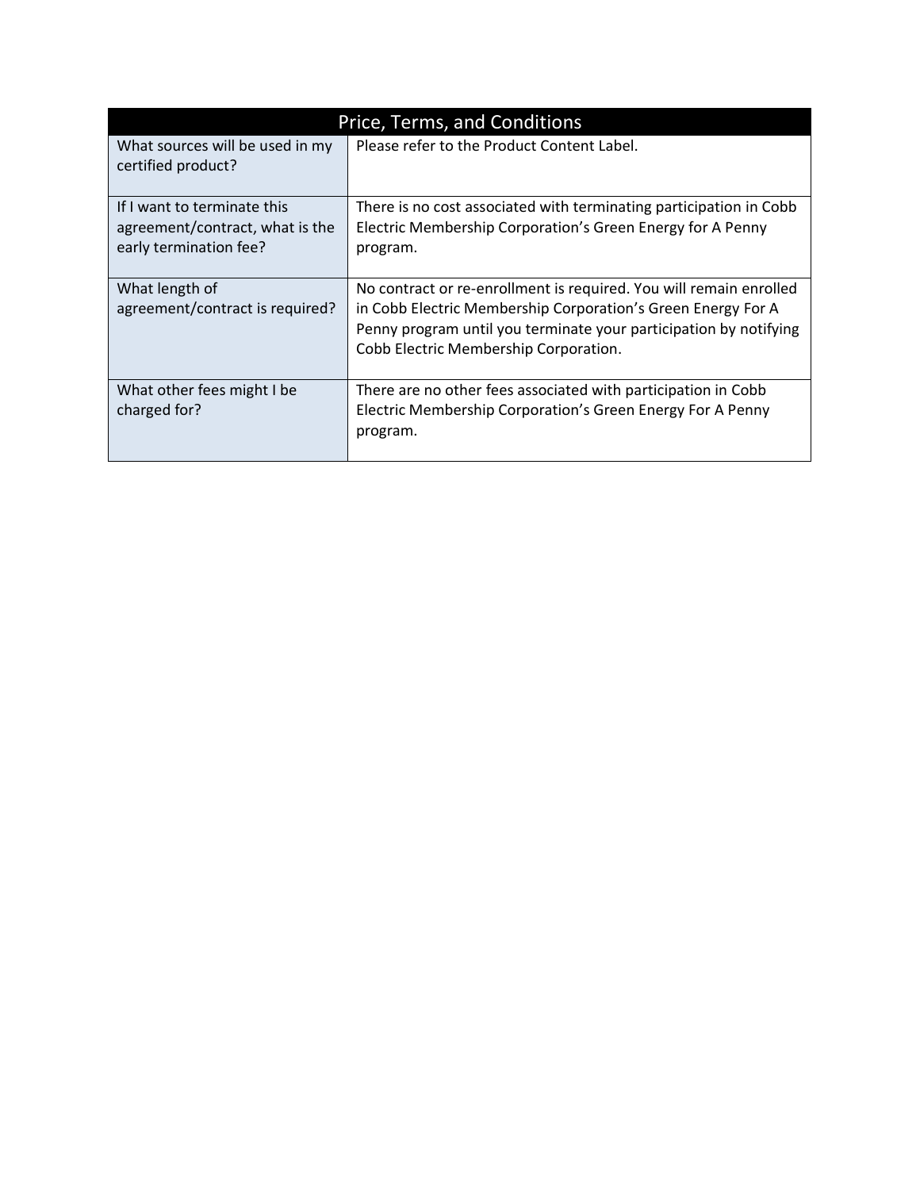| Price, Terms, and Conditions | |
|---|---|
| What sources will be used in my certified product? | Please refer to the Product Content Label. |
| If I want to terminate this agreement/contract, what is the early termination fee? | There is no cost associated with terminating participation in Cobb Electric Membership Corporation's Green Energy for A Penny program. |
| What length of agreement/contract is required? | No contract or re-enrollment is required. You will remain enrolled in Cobb Electric Membership Corporation's Green Energy For A Penny program until you terminate your participation by notifying Cobb Electric Membership Corporation. |
| What other fees might I be charged for? | There are no other fees associated with participation in Cobb Electric Membership Corporation's Green Energy For A Penny program. |